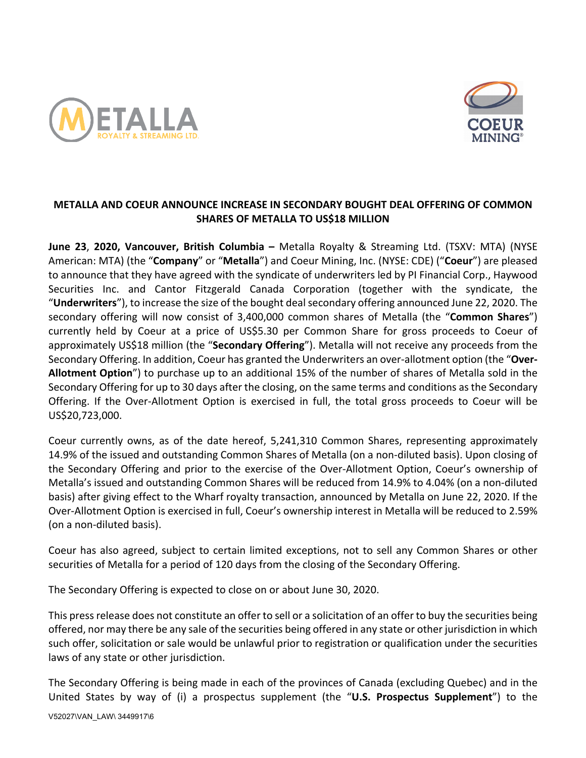# METALLA AND COEUR ANNOUNCE INCREASE IN SECONDARY BOUGHT DEAL OFFERING OF COMMON SHARES OF METALLA TO US$18 MILLION

**June 23**, **2020, Vancouver, British Columbia –** Metalla Royalty & Streaming Ltd. (TSXV: MTA) (NYSE American: MTA) (the "**Company**" or "**Metalla**") and Coeur Mining, Inc. (NYSE: CDE) ("**Coeur**") are pleased to announce that they have agreed with the syndicate of underwriters led by PI Financial Corp., Haywood Securities Inc. and Cantor Fitzgerald Canada Corporation (together with the syndicate, the "**Underwriters**"), to increase the size of the bought deal secondary offering announced June 22, 2020. The secondary offering will now consist of 3,400,000 common shares of Metalla (the "**Common Shares**") currently held by Coeur at a price of US$5.30 per Common Share for gross proceeds to Coeur of approximately US$18 million (the "**Secondary Offering**"). Metalla will not receive any proceeds from the Secondary Offering. In addition, Coeur has granted the Underwriters an over-allotment option (the "**Over-Allotment Option**") to purchase up to an additional 15% of the number of shares of Metalla sold in the Secondary Offering for up to 30 days after the closing, on the same terms and conditions as the Secondary Offering. If the Over-Allotment Option is exercised in full, the total gross proceeds to Coeur will be US$20,723,000.

Coeur currently owns, as of the date hereof, 5,241,310 Common Shares, representing approximately 14.9% of the issued and outstanding Common Shares of Metalla (on a non-diluted basis). Upon closing of the Secondary Offering and prior to the exercise of the Over-Allotment Option, Coeur's ownership of Metalla's issued and outstanding Common Shares will be reduced from 14.9% to 4.04% (on a non-diluted basis) after giving effect to the Wharf royalty transaction, announced by Metalla on June 22, 2020. If the Over-Allotment Option is exercised in full, Coeur's ownership interest in Metalla will be reduced to 2.59% (on a non-diluted basis).

Coeur has also agreed, subject to certain limited exceptions, not to sell any Common Shares or other securities of Metalla for a period of 120 days from the closing of the Secondary Offering.

The Secondary Offering is expected to close on or about June 30, 2020.

This press release does not constitute an offer to sell or a solicitation of an offer to buy the securities being offered, nor may there be any sale of the securities being offered in any state or other jurisdiction in which such offer, solicitation or sale would be unlawful prior to registration or qualification under the securities laws of any state or other jurisdiction.

The Secondary Offering is being made in each of the provinces of Canada (excluding Quebec) and in the United States by way of (i) a prospectus supplement (the "**U.S. Prospectus Supplement**") to the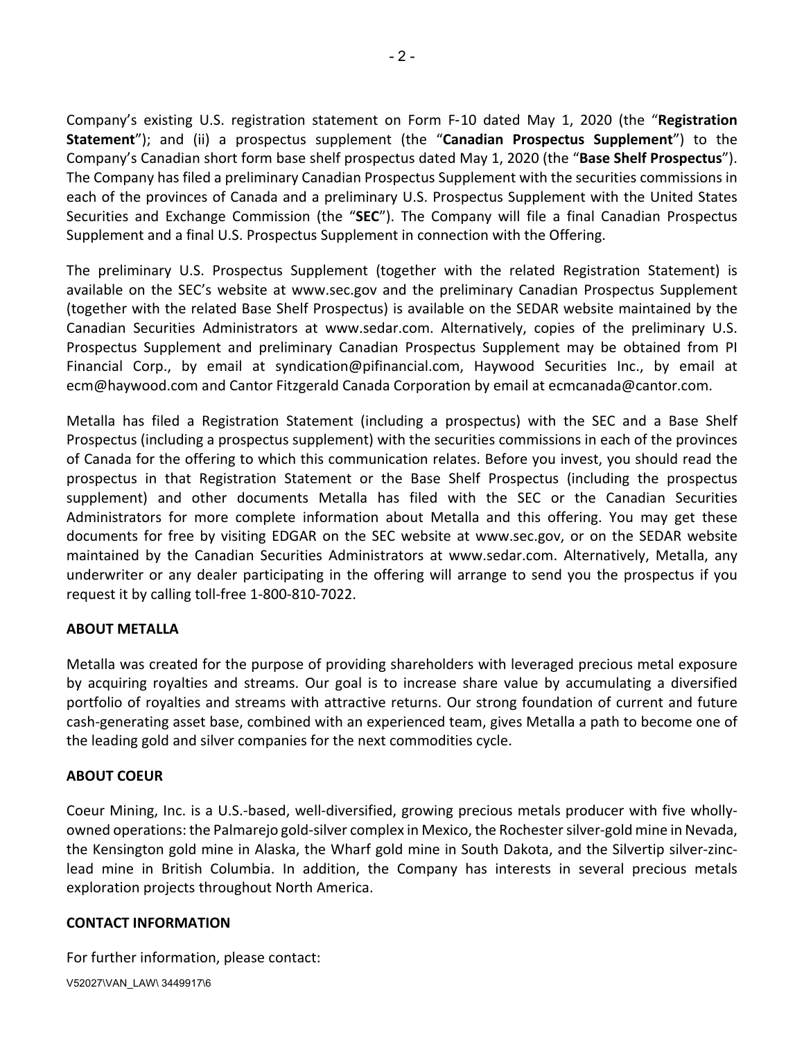Company's existing U.S. registration statement on Form F-10 dated May 1, 2020 (the "**Registration Statement**"); and (ii) a prospectus supplement (the "**Canadian Prospectus Supplement**") to the Company's Canadian short form base shelf prospectus dated May 1, 2020 (the "**Base Shelf Prospectus**"). The Company has filed a preliminary Canadian Prospectus Supplement with the securities commissions in each of the provinces of Canada and a preliminary U.S. Prospectus Supplement with the United States Securities and Exchange Commission (the "**SEC**"). The Company will file a final Canadian Prospectus Supplement and a final U.S. Prospectus Supplement in connection with the Offering.

The preliminary U.S. Prospectus Supplement (together with the related Registration Statement) is available on the SEC's website at www.sec.gov and the preliminary Canadian Prospectus Supplement (together with the related Base Shelf Prospectus) is available on the SEDAR website maintained by the Canadian Securities Administrators at www.sedar.com. Alternatively, copies of the preliminary U.S. Prospectus Supplement and preliminary Canadian Prospectus Supplement may be obtained from PI Financial Corp., by email at syndication@pifinancial.com, Haywood Securities Inc., by email at ecm@haywood.com and Cantor Fitzgerald Canada Corporation by email at ecmcanada@cantor.com.

Metalla has filed a Registration Statement (including a prospectus) with the SEC and a Base Shelf Prospectus (including a prospectus supplement) with the securities commissions in each of the provinces of Canada for the offering to which this communication relates. Before you invest, you should read the prospectus in that Registration Statement or the Base Shelf Prospectus (including the prospectus supplement) and other documents Metalla has filed with the SEC or the Canadian Securities Administrators for more complete information about Metalla and this offering. You may get these documents for free by visiting EDGAR on the SEC website at www.sec.gov, or on the SEDAR website maintained by the Canadian Securities Administrators at www.sedar.com. Alternatively, Metalla, any underwriter or any dealer participating in the offering will arrange to send you the prospectus if you request it by calling toll-free 1-800-810-7022.

## ABOUT METALLA

Metalla was created for the purpose of providing shareholders with leveraged precious metal exposure by acquiring royalties and streams. Our goal is to increase share value by accumulating a diversified portfolio of royalties and streams with attractive returns. Our strong foundation of current and future cash-generating asset base, combined with an experienced team, gives Metalla a path to become one of the leading gold and silver companies for the next commodities cycle.

## ABOUT COEUR

Coeur Mining, Inc. is a U.S.-based, well-diversified, growing precious metals producer with five wholly-owned operations: the Palmarejo gold-silver complex in Mexico, the Rochester silver-gold mine in Nevada, the Kensington gold mine in Alaska, the Wharf gold mine in South Dakota, and the Silvertip silver-zinc-lead mine in British Columbia. In addition, the Company has interests in several precious metals exploration projects throughout North America.

## CONTACT INFORMATION

For further information, please contact:

V52027\VAN_LAW\ 3449917\6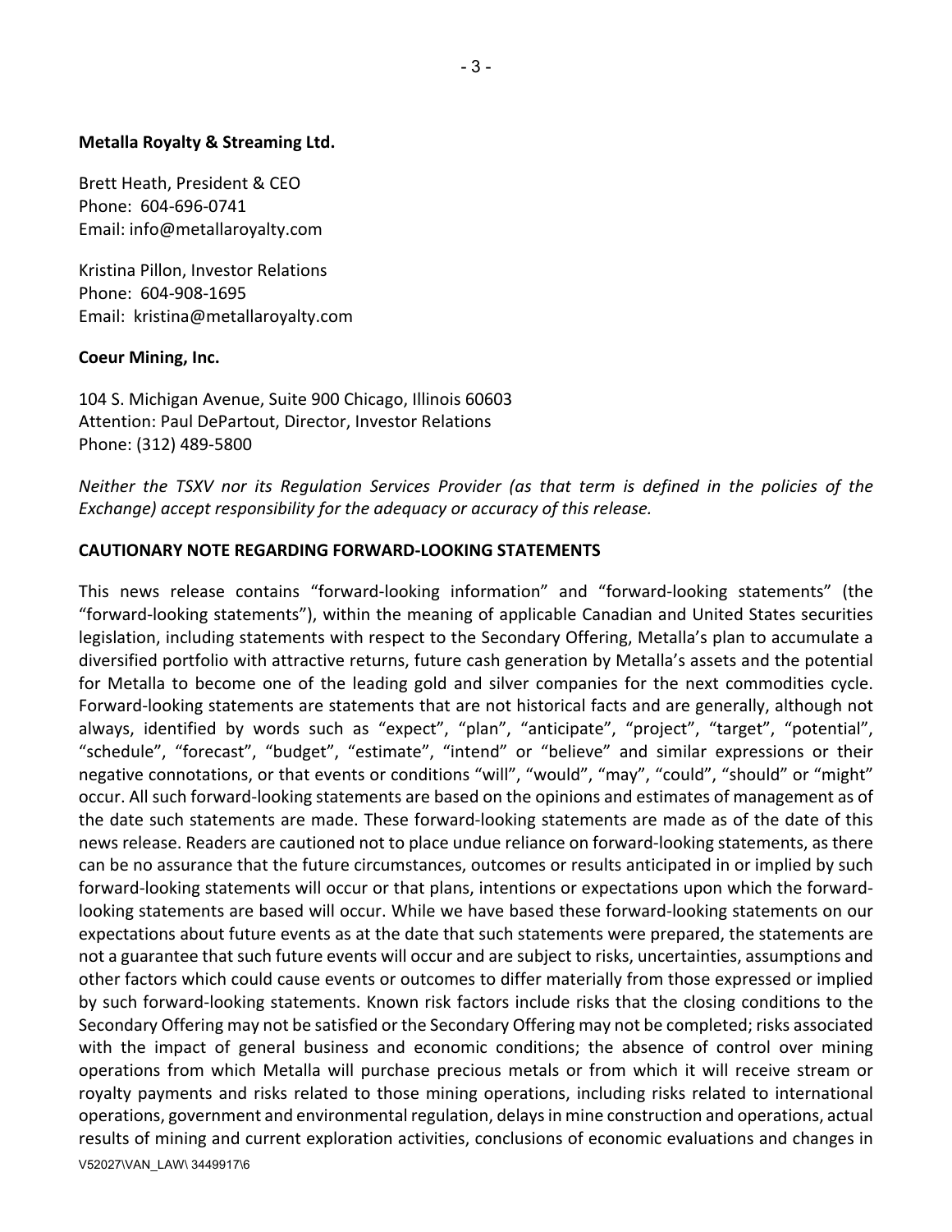**Metalla Royalty & Streaming Ltd.**

Brett Heath, President & CEO
Phone: 604-696-0741
Email: info@metallaroyalty.com

Kristina Pillon, Investor Relations
Phone: 604-908-1695
Email: kristina@metallaroyalty.com

**Coeur Mining, Inc.**

104 S. Michigan Avenue, Suite 900 Chicago, Illinois 60603
Attention: Paul DePartout, Director, Investor Relations
Phone: (312) 489-5800

*Neither the TSXV nor its Regulation Services Provider (as that term is defined in the policies of the Exchange) accept responsibility for the adequacy or accuracy of this release.*

**CAUTIONARY NOTE REGARDING FORWARD-LOOKING STATEMENTS**

This news release contains "forward-looking information" and "forward-looking statements" (the "forward-looking statements"), within the meaning of applicable Canadian and United States securities legislation, including statements with respect to the Secondary Offering, Metalla's plan to accumulate a diversified portfolio with attractive returns, future cash generation by Metalla's assets and the potential for Metalla to become one of the leading gold and silver companies for the next commodities cycle. Forward-looking statements are statements that are not historical facts and are generally, although not always, identified by words such as "expect", "plan", "anticipate", "project", "target", "potential", "schedule", "forecast", "budget", "estimate", "intend" or "believe" and similar expressions or their negative connotations, or that events or conditions "will", "would", "may", "could", "should" or "might" occur. All such forward-looking statements are based on the opinions and estimates of management as of the date such statements are made. These forward-looking statements are made as of the date of this news release. Readers are cautioned not to place undue reliance on forward-looking statements, as there can be no assurance that the future circumstances, outcomes or results anticipated in or implied by such forward-looking statements will occur or that plans, intentions or expectations upon which the forward-looking statements are based will occur. While we have based these forward-looking statements on our expectations about future events as at the date that such statements were prepared, the statements are not a guarantee that such future events will occur and are subject to risks, uncertainties, assumptions and other factors which could cause events or outcomes to differ materially from those expressed or implied by such forward-looking statements. Known risk factors include risks that the closing conditions to the Secondary Offering may not be satisfied or the Secondary Offering may not be completed; risks associated with the impact of general business and economic conditions; the absence of control over mining operations from which Metalla will purchase precious metals or from which it will receive stream or royalty payments and risks related to those mining operations, including risks related to international operations, government and environmental regulation, delays in mine construction and operations, actual results of mining and current exploration activities, conclusions of economic evaluations and changes in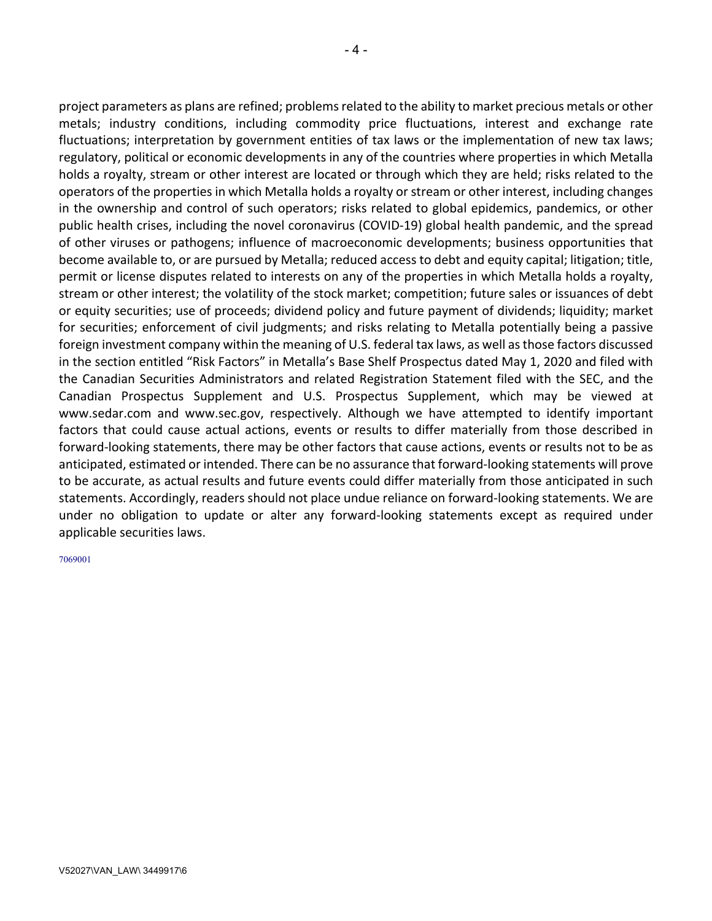project parameters as plans are refined; problems related to the ability to market precious metals or other metals; industry conditions, including commodity price fluctuations, interest and exchange rate fluctuations; interpretation by government entities of tax laws or the implementation of new tax laws; regulatory, political or economic developments in any of the countries where properties in which Metalla holds a royalty, stream or other interest are located or through which they are held; risks related to the operators of the properties in which Metalla holds a royalty or stream or other interest, including changes in the ownership and control of such operators; risks related to global epidemics, pandemics, or other public health crises, including the novel coronavirus (COVID-19) global health pandemic, and the spread of other viruses or pathogens; influence of macroeconomic developments; business opportunities that become available to, or are pursued by Metalla; reduced access to debt and equity capital; litigation; title, permit or license disputes related to interests on any of the properties in which Metalla holds a royalty, stream or other interest; the volatility of the stock market; competition; future sales or issuances of debt or equity securities; use of proceeds; dividend policy and future payment of dividends; liquidity; market for securities; enforcement of civil judgments; and risks relating to Metalla potentially being a passive foreign investment company within the meaning of U.S. federal tax laws, as well as those factors discussed in the section entitled "Risk Factors" in Metalla's Base Shelf Prospectus dated May 1, 2020 and filed with the Canadian Securities Administrators and related Registration Statement filed with the SEC, and the Canadian Prospectus Supplement and U.S. Prospectus Supplement, which may be viewed at www.sedar.com and www.sec.gov, respectively. Although we have attempted to identify important factors that could cause actual actions, events or results to differ materially from those described in forward-looking statements, there may be other factors that cause actions, events or results not to be as anticipated, estimated or intended. There can be no assurance that forward-looking statements will prove to be accurate, as actual results and future events could differ materially from those anticipated in such statements. Accordingly, readers should not place undue reliance on forward-looking statements. We are under no obligation to update or alter any forward-looking statements except as required under applicable securities laws.

7069001